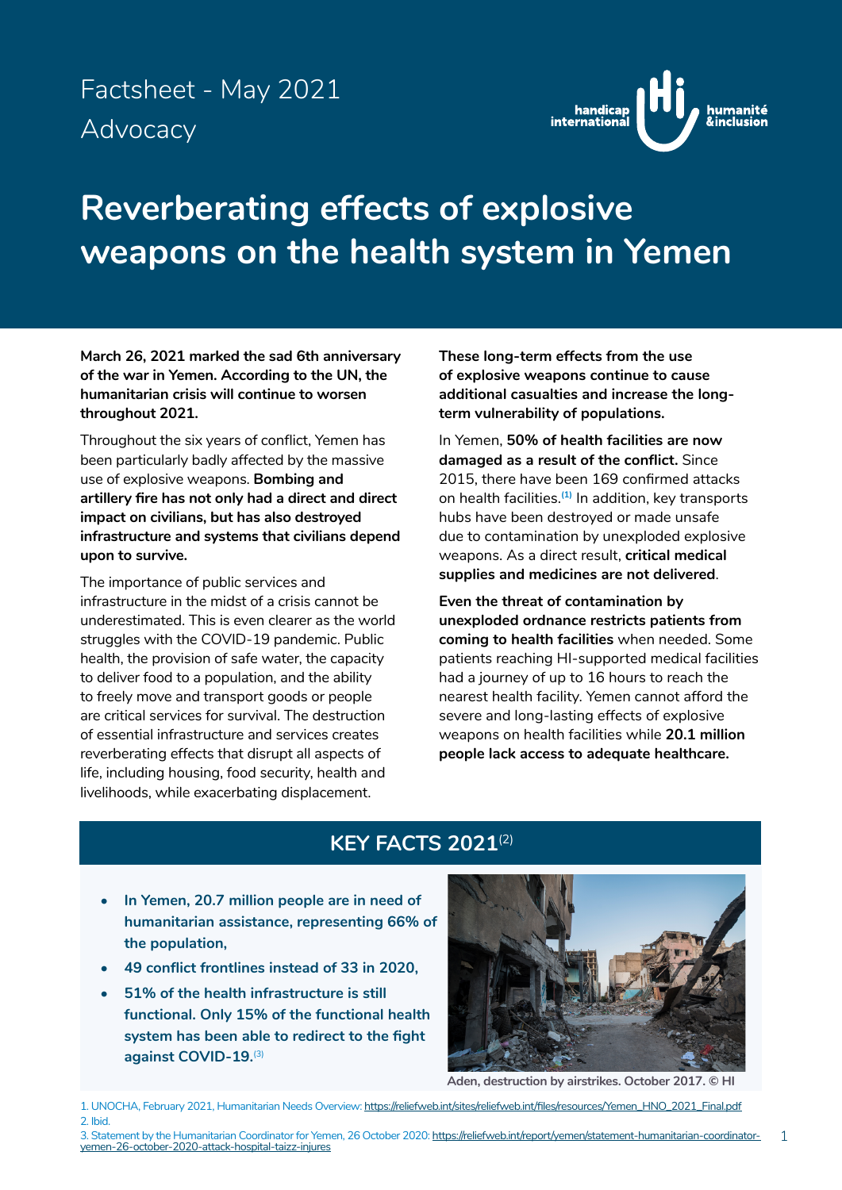Factsheet - May 2021
Advocacy

# Reverberating effects of explosive weapons on the health system in Yemen

**March 26, 2021 marked the sad 6th anniversary of the war in Yemen. According to the UN, the humanitarian crisis will continue to worsen throughout 2021.**

Throughout the six years of conflict, Yemen has been particularly badly affected by the massive use of explosive weapons. **Bombing and artillery fire has not only had a direct and direct impact on civilians, but has also destroyed infrastructure and systems that civilians depend upon to survive.**

The importance of public services and infrastructure in the midst of a crisis cannot be underestimated. This is even clearer as the world struggles with the COVID-19 pandemic. Public health, the provision of safe water, the capacity to deliver food to a population, and the ability to freely move and transport goods or people are critical services for survival. The destruction of essential infrastructure and services creates reverberating effects that disrupt all aspects of life, including housing, food security, health and livelihoods, while exacerbating displacement.

**These long-term effects from the use of explosive weapons continue to cause additional casualties and increase the long-term vulnerability of populations.**

In Yemen, **50% of health facilities are now damaged as a result of the conflict.** Since 2015, there have been 169 confirmed attacks on health facilities.[1] In addition, key transports hubs have been destroyed or made unsafe due to contamination by unexploded explosive weapons. As a direct result, **critical medical supplies and medicines are not delivered**.

**Even the threat of contamination by unexploded ordnance restricts patients from coming to health facilities** when needed. Some patients reaching HI-supported medical facilities had a journey of up to 16 hours to reach the nearest health facility. Yemen cannot afford the severe and long-lasting effects of explosive weapons on health facilities while **20.1 million people lack access to adequate healthcare.**

## KEY FACTS 2021[2]

- **In Yemen, 20.7 million people are in need of humanitarian assistance, representing 66% of the population,**
- **49 conflict frontlines instead of 33 in 2020,**
- **51% of the health infrastructure is still functional. Only 15% of the functional health system has been able to redirect to the fight against COVID-19.**[3]

Aden, destruction by airstrikes. October 2017. © HI

1. UNOCHA, February 2021, Humanitarian Needs Overview: https://reliefweb.int/sites/reliefweb.int/files/resources/Yemen_HNO_2021_Final.pdf
2. Ibid.
3. Statement by the Humanitarian Coordinator for Yemen, 26 October 2020: https://reliefweb.int/report/yemen/statement-humanitarian-coordinator-yemen-26-october-2020-attack-hospital-taizz-injures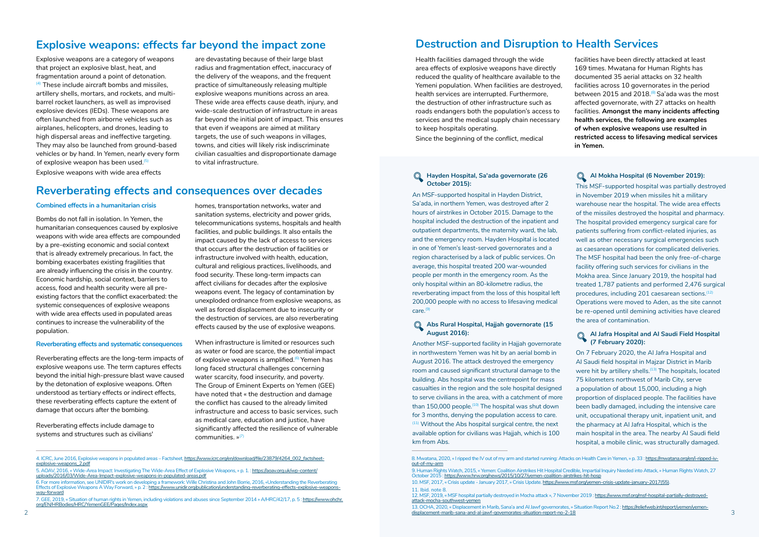## Explosive weapons: effects far beyond the impact zone

Explosive weapons are a category of weapons that project an explosive blast, heat, and fragmentation around a point of detonation.[4] These include aircraft bombs and missiles, artillery shells, mortars, and rockets, and multi-barrel rocket launchers, as well as improvised explosive devices (IEDs). These weapons are often launched from airborne vehicles such as airplanes, helicopters, and drones, leading to high dispersal areas and ineffective targeting. They may also be launched from ground-based vehicles or by hand. In Yemen, nearly every form of explosive weapon has been used.[5]

Explosive weapons with wide area effects are devastating because of their large blast radius and fragmentation effect, inaccuracy of the delivery of the weapons, and the frequent practice of simultaneously releasing multiple explosive weapons munitions across an area. These wide area effects cause death, injury, and wide-scale destruction of infrastructure in areas far beyond the initial point of impact. This ensures that even if weapons are aimed at military targets, the use of such weapons in villages, towns, and cities will likely risk indiscriminate civilian casualties and disproportionate damage to vital infrastructure.

## Reverberating effects and consequences over decades

**Combined effects in a humanitarian crisis**

Bombs do not fall in isolation. In Yemen, the humanitarian consequences caused by explosive weapons with wide area effects are compounded by a pre-existing economic and social context that is already extremely precarious. In fact, the bombing exacerbates existing fragilities that are already influencing the crisis in the country. Economic hardship, social context, barriers to access, food and health security were all pre-existing factors that the conflict exacerbated: the systemic consequences of explosive weapons with wide area effects used in populated areas continues to increase the vulnerability of the population.

**Reverberating effects and systematic consequences**

Reverberating effects are the long-term impacts of explosive weapons use. The term captures effects beyond the initial high-pressure blast wave caused by the detonation of explosive weapons. Often understood as tertiary effects or indirect effects, these reverberating effects capture the extent of damage that occurs after the bombing.

Reverberating effects include damage to systems and structures such as civilians' homes, transportation networks, water and sanitation systems, electricity and power grids, telecommunications systems, hospitals and health facilities, and public buildings. It also entails the impact caused by the lack of access to services that occurs after the destruction of facilities or infrastructure involved with health, education, cultural and religious practices, livelihoods, and food security. These long-term impacts can affect civilians for decades after the explosive weapons event. The legacy of contamination by unexploded ordnance from explosive weapons, as well as forced displacement due to insecurity or the destruction of services, are also reverberating effects caused by the use of explosive weapons.

When infrastructure is limited or resources such as water or food are scarce, the potential impact of explosive weapons is amplified.[6] Yemen has long faced structural challenges concerning water scarcity, food insecurity, and poverty. The Group of Eminent Experts on Yemen (GEE) have noted that « the destruction and damage the conflict has caused to the already limited infrastructure and access to basic services, such as medical care, education and justice, have significantly affected the resilience of vulnerable communities. »[7]

4. ICRC, June 2016, Explosive weapons in populated areas – Factsheet, https://www.icrc.org/en/download/file/23879/4264_002_factsheet-explosive-weapons_2.pdf

5. AOAV, 2016, « Wide-Area Impact: Investigating The Wide-Area Effect of Explosive Weapons, » p. 1. : https://aoav.org.uk/wp-content/uploads/2016/03/Wide-Area-Impact-explosive-weapons-in-populated-areas.pdf

6. For more information, see UNIDIR's work on developing a framework: Wille Christina and John Borrie, 2016, «Understanding the Reverberating Effects of Explosive Weapons A Way Forward, » p. 2 : https://www.unidir.org/publication/understanding-reverberating-effects-explosive-weapons-way-forward

7. GEE, 2019, « Situation of human rights in Yemen, including violations and abuses since September 2014 » A/HRC/42/17, p. 5 : https://www.ohchr.org/EN/HRBodies/HRC/YemenGEE/Pages/Index.aspx

## Destruction and Disruption to Health Services

Health facilities damaged through the wide area effects of explosive weapons have directly reduced the quality of healthcare available to the Yemeni population. When facilities are destroyed, health services are interrupted. Furthermore, the destruction of other infrastructure such as roads endangers both the population's access to services and the medical supply chain necessary to keep hospitals operating.

Since the beginning of the conflict, medical facilities have been directly attacked at least 169 times. Mwatana for Human Rights has documented 35 aerial attacks on 32 health facilities across 10 governorates in the period between 2015 and 2018.[8] Sa'ada was the most affected governorate, with 27 attacks on health facilities. **Amongst the many incidents affecting health services, the following are examples of when explosive weapons use resulted in restricted access to lifesaving medical services in Yemen.**

### Hayden Hospital, Sa'ada governorate (26 October 2015):

An MSF-supported hospital in Hayden District, Sa'ada, in northern Yemen, was destroyed after 2 hours of airstrikes in October 2015. Damage to the hospital included the destruction of the inpatient and outpatient departments, the maternity ward, the lab, and the emergency room. Hayden Hospital is located in one of Yemen's least-served governorates and a region characterised by a lack of public services. On average, this hospital treated 200 war-wounded people per month in the emergency room. As the only hospital within an 80-kilometre radius, the reverberating impact from the loss of this hospital left 200,000 people with no access to lifesaving medical care.[9]

### Abs Rural Hospital, Hajjah governorate (15 August 2016):

Another MSF-supported facility in Hajjah governorate in northwestern Yemen was hit by an aerial bomb in August 2016. The attack destroyed the emergency room and caused significant structural damage to the building. Abs hospital was the centrepoint for mass casualties in the region and the sole hospital designed to serve civilians in the area, with a catchment of more than 150,000 people.[10] The hospital was shut down for 3 months, denying the population access to care.[11] Without the Abs hospital surgical centre, the next available option for civilians was Hajjah, which is 100 km from Abs.

### Al Mokha Hospital (6 November 2019):

This MSF-supported hospital was partially destroyed in November 2019 when missiles hit a military warehouse near the hospital. The wide area effects of the missiles destroyed the hospital and pharmacy. The hospital provided emergency surgical care for patients suffering from conflict-related injuries, as well as other necessary surgical emergencies such as caesarean operations for complicated deliveries. The MSF hospital had been the only free-of-charge facility offering such services for civilians in the Mokha area. Since January 2019, the hospital had treated 1,787 patients and performed 2,476 surgical procedures, including 201 caesarean sections.[12] Operations were moved to Aden, as the site cannot be re-opened until demining activities have cleared the area of contamination.

### Al Jafra Hospital and Al Saudi Field Hospital (7 February 2020):

On 7 February 2020, the Al Jafra Hospital and Al Saudi field hospital in Majzar District in Marib were hit by artillery shells.[13] The hospitals, located 75 kilometers northwest of Marib City, serve a population of about 15,000, including a high proportion of displaced people. The facilities have been badly damaged, including the intensive care unit, occupational therapy unit, inpatient unit, and the pharmacy at Al Jafra Hospital, which is the main hospital in the area. The nearby Al Saudi field hospital, a mobile clinic, was structurally damaged.

8. Mwatana, 2020, « I ripped the IV out of my arm and started running: Attacks on Health Care in Yemen, » p. 33 : https://mwatana.org/en/i-ripped-iv-out-of-my-arm

9. Human Rights Watch, 2015, « Yemen: Coalition Airstrikes Hit Hospital Credible, Impartial Inquiry Needed into Attack, » Human Rights Watch, 27 October 2015 : https://www.hrw.org/news/2015/10/27/yemen-coalition-airstrikes-hit-hosp

10. MSF, 2017, « Crisis update - January 2017, » Crisis Update. https://www.msf.org/yemen-crisis-update-january-2017(55).

11. Ibid. note 8.

12. MSF, 2019, « MSF hospital partially destroyed in Mocha attack », 7 November 2019 : https://www.msf.org/msf-hospital-partially-destroyed-attack-mocha-southwest-yemen

13. OCHA, 2020, « Displacement in Marib, Sana'a and Al Jawf governorates, » Situation Report No.2 : https://reliefweb.int/report/yemen/yemen-displacement-marib-sana-and-al-jawf-governorates-situation-report-no-2-18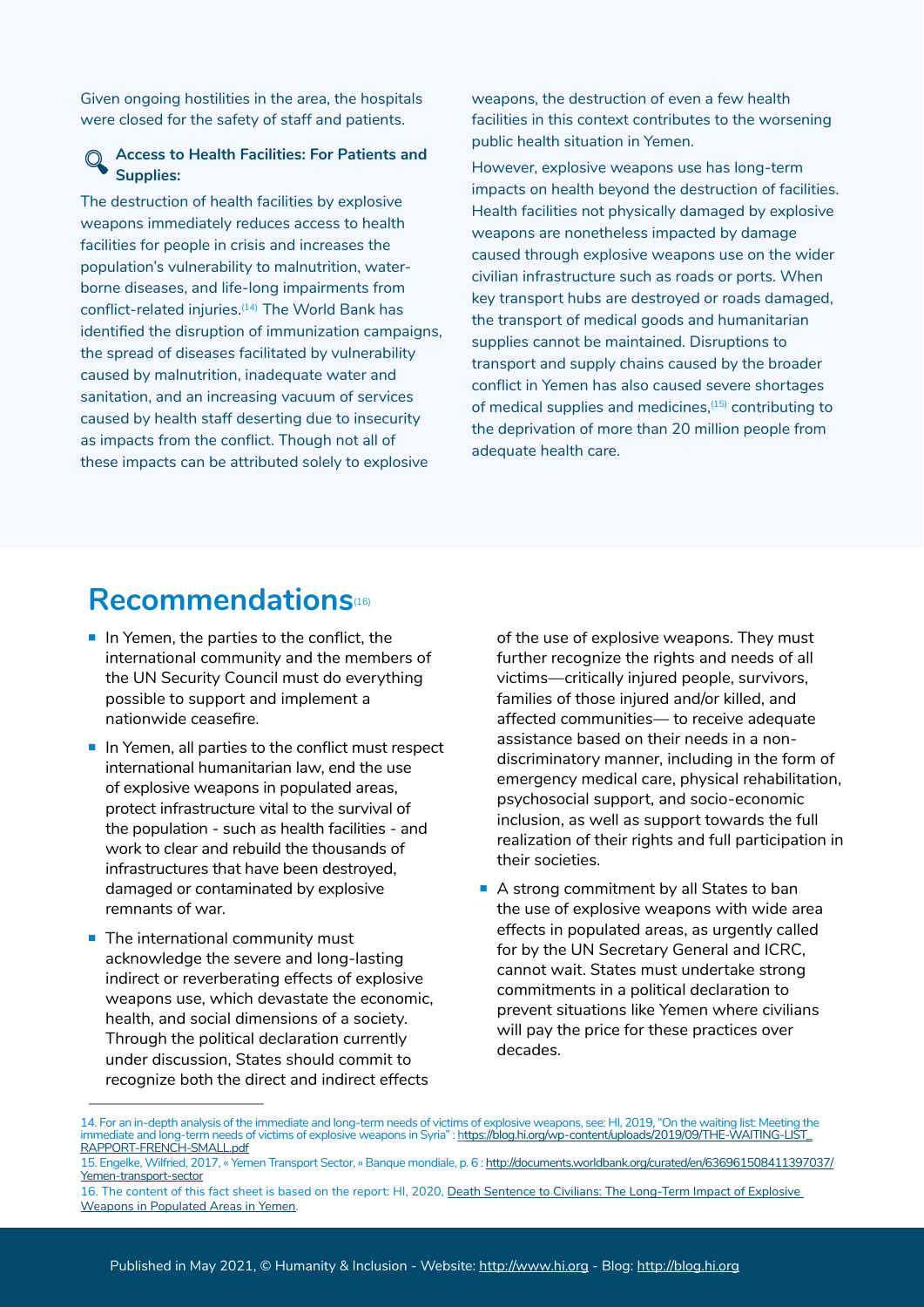Given ongoing hostilities in the area, the hospitals were closed for the safety of staff and patients.

### Access to Health Facilities: For Patients and Supplies:

The destruction of health facilities by explosive weapons immediately reduces access to health facilities for people in crisis and increases the population's vulnerability to malnutrition, water-borne diseases, and life-long impairments from conflict-related injuries.[14] The World Bank has identified the disruption of immunization campaigns, the spread of diseases facilitated by vulnerability caused by malnutrition, inadequate water and sanitation, and an increasing vacuum of services caused by health staff deserting due to insecurity as impacts from the conflict. Though not all of these impacts can be attributed solely to explosive weapons, the destruction of even a few health facilities in this context contributes to the worsening public health situation in Yemen.

However, explosive weapons use has long-term impacts on health beyond the destruction of facilities. Health facilities not physically damaged by explosive weapons are nonetheless impacted by damage caused through explosive weapons use on the wider civilian infrastructure such as roads or ports. When key transport hubs are destroyed or roads damaged, the transport of medical goods and humanitarian supplies cannot be maintained. Disruptions to transport and supply chains caused by the broader conflict in Yemen has also caused severe shortages of medical supplies and medicines,[15] contributing to the deprivation of more than 20 million people from adequate health care.

## Recommendations[16]

- In Yemen, the parties to the conflict, the international community and the members of the UN Security Council must do everything possible to support and implement a nationwide ceasefire.
- In Yemen, all parties to the conflict must respect international humanitarian law, end the use of explosive weapons in populated areas, protect infrastructure vital to the survival of the population - such as health facilities - and work to clear and rebuild the thousands of infrastructures that have been destroyed, damaged or contaminated by explosive remnants of war.
- The international community must acknowledge the severe and long-lasting indirect or reverberating effects of explosive weapons use, which devastate the economic, health, and social dimensions of a society. Through the political declaration currently under discussion, States should commit to recognize both the direct and indirect effects of the use of explosive weapons. They must further recognize the rights and needs of all victims—critically injured people, survivors, families of those injured and/or killed, and affected communities— to receive adequate assistance based on their needs in a non-discriminatory manner, including in the form of emergency medical care, physical rehabilitation, psychosocial support, and socio-economic inclusion, as well as support towards the full realization of their rights and full participation in their societies.
- A strong commitment by all States to ban the use of explosive weapons with wide area effects in populated areas, as urgently called for by the UN Secretary General and ICRC, cannot wait. States must undertake strong commitments in a political declaration to prevent situations like Yemen where civilians will pay the price for these practices over decades.

---

14. For an in-depth analysis of the immediate and long-term needs of victims of explosive weapons, see: HI, 2019, "On the waiting list: Meeting the immediate and long-term needs of victims of explosive weapons in Syria" : https://blog.hi.org/wp-content/uploads/2019/09/THE-WAITING-LIST_RAPPORT-FRENCH-SMALL.pdf
15. Engelke, Wilfried, 2017, « Yemen Transport Sector, » Banque mondiale, p. 6 : http://documents.worldbank.org/curated/en/636961508411397037/Yemen-transport-sector
16. The content of this fact sheet is based on the report: HI, 2020, Death Sentence to Civilians: The Long-Term Impact of Explosive Weapons in Populated Areas in Yemen.

Published in May 2021, © Humanity & Inclusion - Website: http://www.hi.org - Blog: http://blog.hi.org